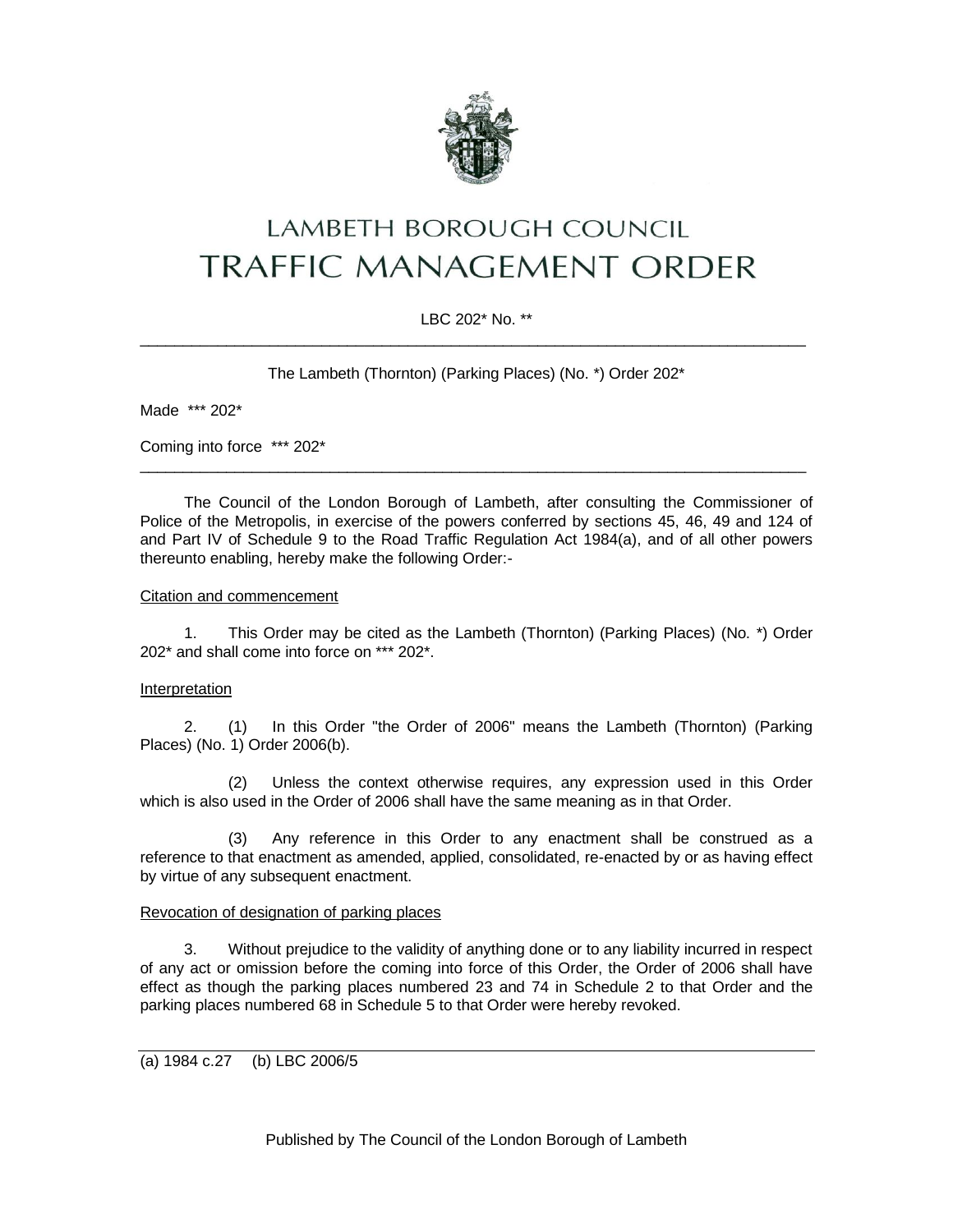# LAMBETH BOROUGH COUNCIL
# TRAFFIC MANAGEMENT ORDER

LBC 202* No. **

---

The Lambeth (Thornton) (Parking Places) (No. *) Order 202*

Made *** 202*

Coming into force *** 202*

---

The Council of the London Borough of Lambeth, after consulting the Commissioner of Police of the Metropolis, in exercise of the powers conferred by sections 45, 46, 49 and 124 of and Part IV of Schedule 9 to the Road Traffic Regulation Act 1984(a), and of all other powers thereunto enabling, hereby make the following Order:-

<u>Citation and commencement</u>

1. This Order may be cited as the Lambeth (Thornton) (Parking Places) (No. *) Order 202* and shall come into force on *** 202*.

<u>Interpretation</u>

2. (1) In this Order "the Order of 2006" means the Lambeth (Thornton) (Parking Places) (No. 1) Order 2006(b).

(2) Unless the context otherwise requires, any expression used in this Order which is also used in the Order of 2006 shall have the same meaning as in that Order.

(3) Any reference in this Order to any enactment shall be construed as a reference to that enactment as amended, applied, consolidated, re-enacted by or as having effect by virtue of any subsequent enactment.

<u>Revocation of designation of parking places</u>

3. Without prejudice to the validity of anything done or to any liability incurred in respect of any act or omission before the coming into force of this Order, the Order of 2006 shall have effect as though the parking places numbered 23 and 74 in Schedule 2 to that Order and the parking places numbered 68 in Schedule 5 to that Order were hereby revoked.

---

(a) 1984 c.27 (b) LBC 2006/5

Published by The Council of the London Borough of Lambeth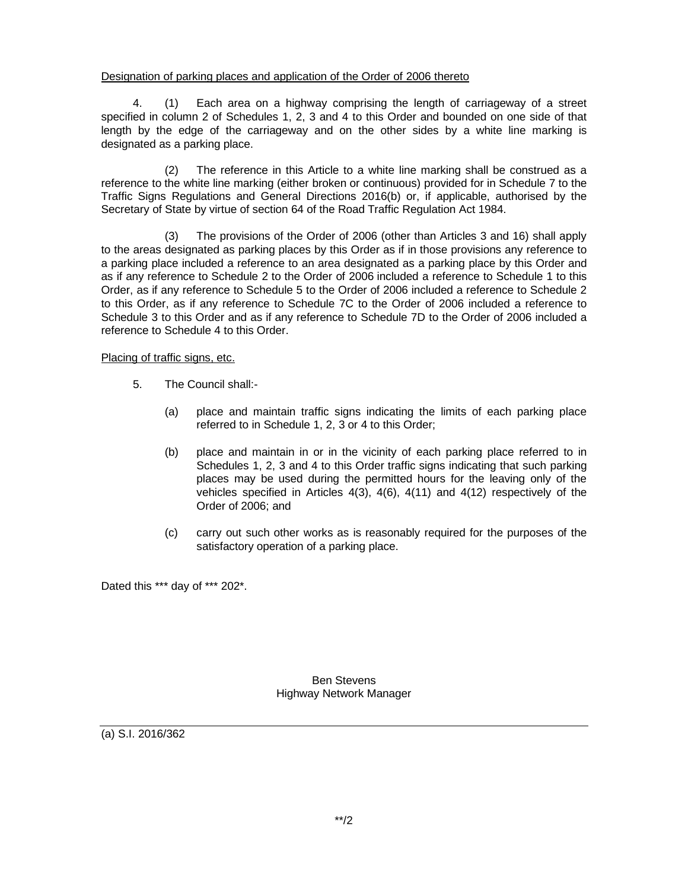Designation of parking places and application of the Order of 2006 thereto

4. (1) Each area on a highway comprising the length of carriageway of a street specified in column 2 of Schedules 1, 2, 3 and 4 to this Order and bounded on one side of that length by the edge of the carriageway and on the other sides by a white line marking is designated as a parking place.

(2) The reference in this Article to a white line marking shall be construed as a reference to the white line marking (either broken or continuous) provided for in Schedule 7 to the Traffic Signs Regulations and General Directions 2016(b) or, if applicable, authorised by the Secretary of State by virtue of section 64 of the Road Traffic Regulation Act 1984.

(3) The provisions of the Order of 2006 (other than Articles 3 and 16) shall apply to the areas designated as parking places by this Order as if in those provisions any reference to a parking place included a reference to an area designated as a parking place by this Order and as if any reference to Schedule 2 to the Order of 2006 included a reference to Schedule 1 to this Order, as if any reference to Schedule 5 to the Order of 2006 included a reference to Schedule 2 to this Order, as if any reference to Schedule 7C to the Order of 2006 included a reference to Schedule 3 to this Order and as if any reference to Schedule 7D to the Order of 2006 included a reference to Schedule 4 to this Order.

Placing of traffic signs, etc.

5. The Council shall:-

(a) place and maintain traffic signs indicating the limits of each parking place referred to in Schedule 1, 2, 3 or 4 to this Order;

(b) place and maintain in or in the vicinity of each parking place referred to in Schedules 1, 2, 3 and 4 to this Order traffic signs indicating that such parking places may be used during the permitted hours for the leaving only of the vehicles specified in Articles 4(3), 4(6), 4(11) and 4(12) respectively of the Order of 2006; and

(c) carry out such other works as is reasonably required for the purposes of the satisfactory operation of a parking place.

Dated this *** day of *** 202*.

Ben Stevens
Highway Network Manager

(a) S.I. 2016/362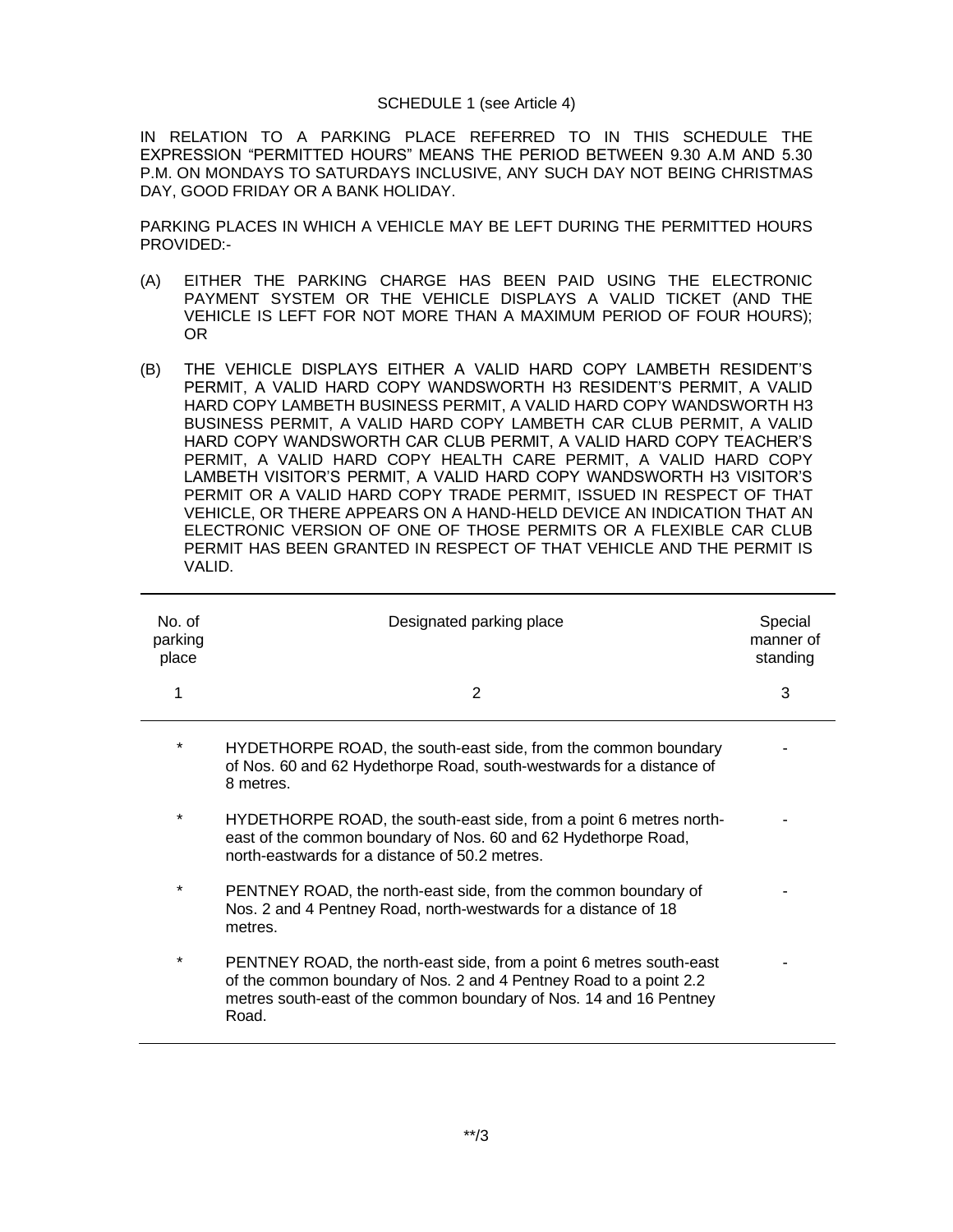SCHEDULE 1 (see Article 4)

IN RELATION TO A PARKING PLACE REFERRED TO IN THIS SCHEDULE THE EXPRESSION "PERMITTED HOURS" MEANS THE PERIOD BETWEEN 9.30 A.M AND 5.30 P.M. ON MONDAYS TO SATURDAYS INCLUSIVE, ANY SUCH DAY NOT BEING CHRISTMAS DAY, GOOD FRIDAY OR A BANK HOLIDAY.

PARKING PLACES IN WHICH A VEHICLE MAY BE LEFT DURING THE PERMITTED HOURS PROVIDED:-

(A) EITHER THE PARKING CHARGE HAS BEEN PAID USING THE ELECTRONIC PAYMENT SYSTEM OR THE VEHICLE DISPLAYS A VALID TICKET (AND THE VEHICLE IS LEFT FOR NOT MORE THAN A MAXIMUM PERIOD OF FOUR HOURS); OR

(B) THE VEHICLE DISPLAYS EITHER A VALID HARD COPY LAMBETH RESIDENT'S PERMIT, A VALID HARD COPY WANDSWORTH H3 RESIDENT'S PERMIT, A VALID HARD COPY LAMBETH BUSINESS PERMIT, A VALID HARD COPY WANDSWORTH H3 BUSINESS PERMIT, A VALID HARD COPY LAMBETH CAR CLUB PERMIT, A VALID HARD COPY WANDSWORTH CAR CLUB PERMIT, A VALID HARD COPY TEACHER'S PERMIT, A VALID HARD COPY HEALTH CARE PERMIT, A VALID HARD COPY LAMBETH VISITOR'S PERMIT, A VALID HARD COPY WANDSWORTH H3 VISITOR'S PERMIT OR A VALID HARD COPY TRADE PERMIT, ISSUED IN RESPECT OF THAT VEHICLE, OR THERE APPEARS ON A HAND-HELD DEVICE AN INDICATION THAT AN ELECTRONIC VERSION OF ONE OF THOSE PERMITS OR A FLEXIBLE CAR CLUB PERMIT HAS BEEN GRANTED IN RESPECT OF THAT VEHICLE AND THE PERMIT IS VALID.

| No. of parking place | Designated parking place | Special manner of standing |
|---|---|---|
| 1 | 2 | 3 |
| * | HYDETHORPE ROAD, the south-east side, from the common boundary of Nos. 60 and 62 Hydethorpe Road, south-westwards for a distance of 8 metres. | - |
| * | HYDETHORPE ROAD, the south-east side, from a point 6 metres north-east of the common boundary of Nos. 60 and 62 Hydethorpe Road, north-eastwards for a distance of 50.2 metres. | - |
| * | PENTNEY ROAD, the north-east side, from the common boundary of Nos. 2 and 4 Pentney Road, north-westwards for a distance of 18 metres. | - |
| * | PENTNEY ROAD, the north-east side, from a point 6 metres south-east of the common boundary of Nos. 2 and 4 Pentney Road to a point 2.2 metres south-east of the common boundary of Nos. 14 and 16 Pentney Road. | - |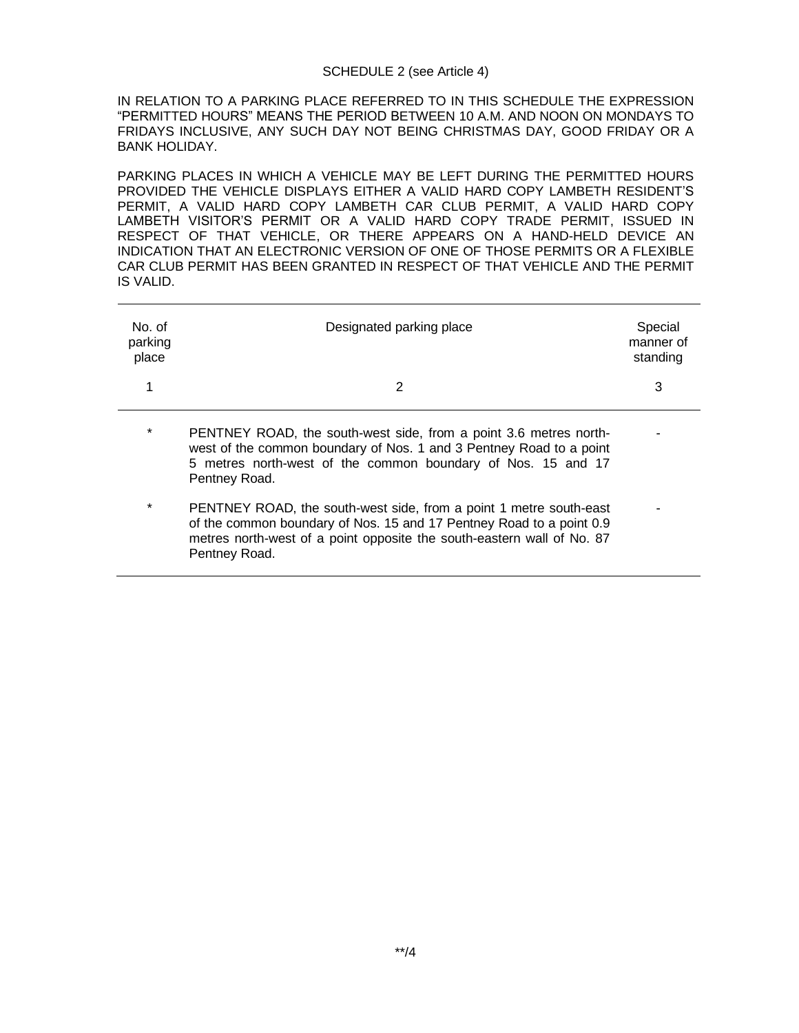SCHEDULE 2 (see Article 4)

IN RELATION TO A PARKING PLACE REFERRED TO IN THIS SCHEDULE THE EXPRESSION "PERMITTED HOURS" MEANS THE PERIOD BETWEEN 10 A.M. AND NOON ON MONDAYS TO FRIDAYS INCLUSIVE, ANY SUCH DAY NOT BEING CHRISTMAS DAY, GOOD FRIDAY OR A BANK HOLIDAY.

PARKING PLACES IN WHICH A VEHICLE MAY BE LEFT DURING THE PERMITTED HOURS PROVIDED THE VEHICLE DISPLAYS EITHER A VALID HARD COPY LAMBETH RESIDENT'S PERMIT, A VALID HARD COPY LAMBETH CAR CLUB PERMIT, A VALID HARD COPY LAMBETH VISITOR'S PERMIT OR A VALID HARD COPY TRADE PERMIT, ISSUED IN RESPECT OF THAT VEHICLE, OR THERE APPEARS ON A HAND-HELD DEVICE AN INDICATION THAT AN ELECTRONIC VERSION OF ONE OF THOSE PERMITS OR A FLEXIBLE CAR CLUB PERMIT HAS BEEN GRANTED IN RESPECT OF THAT VEHICLE AND THE PERMIT IS VALID.

| No. of parking place | Designated parking place | Special manner of standing |
|---|---|---|
| 1 | 2 | 3 |
| * | PENTNEY ROAD, the south-west side, from a point 3.6 metres north-west of the common boundary of Nos. 1 and 3 Pentney Road to a point 5 metres north-west of the common boundary of Nos. 15 and 17 Pentney Road. | - |
| * | PENTNEY ROAD, the south-west side, from a point 1 metre south-east of the common boundary of Nos. 15 and 17 Pentney Road to a point 0.9 metres north-west of a point opposite the south-eastern wall of No. 87 Pentney Road. | - |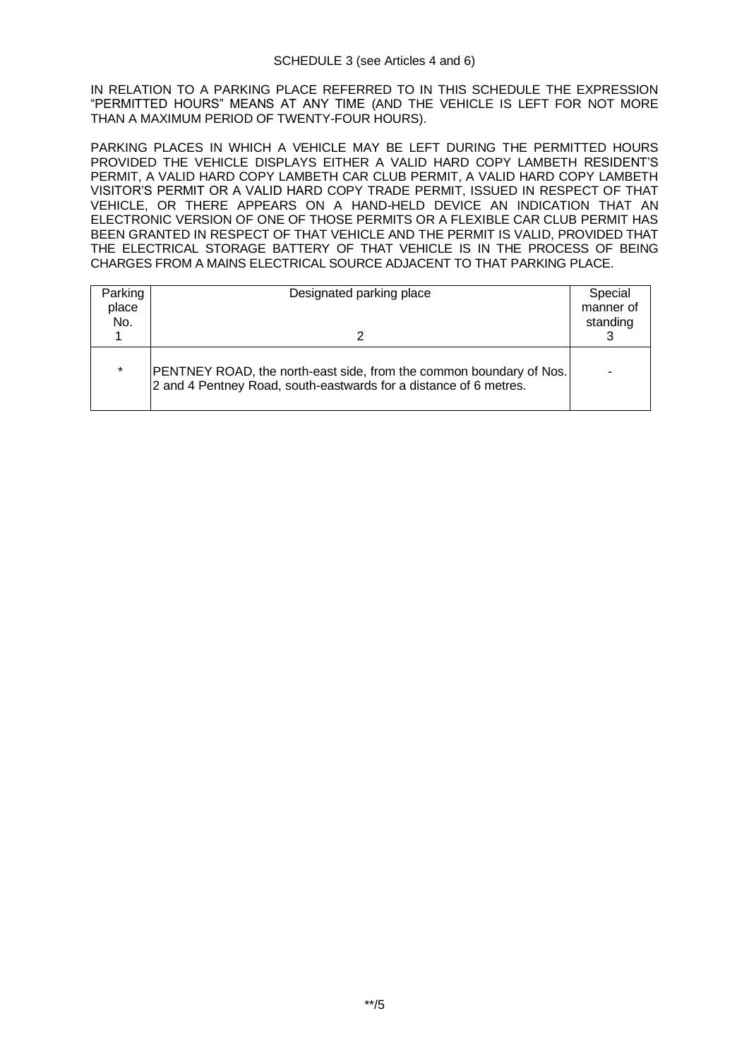SCHEDULE 3 (see Articles 4 and 6)

IN RELATION TO A PARKING PLACE REFERRED TO IN THIS SCHEDULE THE EXPRESSION "PERMITTED HOURS" MEANS AT ANY TIME (AND THE VEHICLE IS LEFT FOR NOT MORE THAN A MAXIMUM PERIOD OF TWENTY-FOUR HOURS).

PARKING PLACES IN WHICH A VEHICLE MAY BE LEFT DURING THE PERMITTED HOURS PROVIDED THE VEHICLE DISPLAYS EITHER A VALID HARD COPY LAMBETH RESIDENT'S PERMIT, A VALID HARD COPY LAMBETH CAR CLUB PERMIT, A VALID HARD COPY LAMBETH VISITOR'S PERMIT OR A VALID HARD COPY TRADE PERMIT, ISSUED IN RESPECT OF THAT VEHICLE, OR THERE APPEARS ON A HAND-HELD DEVICE AN INDICATION THAT AN ELECTRONIC VERSION OF ONE OF THOSE PERMITS OR A FLEXIBLE CAR CLUB PERMIT HAS BEEN GRANTED IN RESPECT OF THAT VEHICLE AND THE PERMIT IS VALID, PROVIDED THAT THE ELECTRICAL STORAGE BATTERY OF THAT VEHICLE IS IN THE PROCESS OF BEING CHARGES FROM A MAINS ELECTRICAL SOURCE ADJACENT TO THAT PARKING PLACE.

| Parking place No. 1 | Designated parking place 2 | Special manner of standing 3 |
|---|---|---|
| * | PENTNEY ROAD, the north-east side, from the common boundary of Nos. 2 and 4 Pentney Road, south-eastwards for a distance of 6 metres. | - |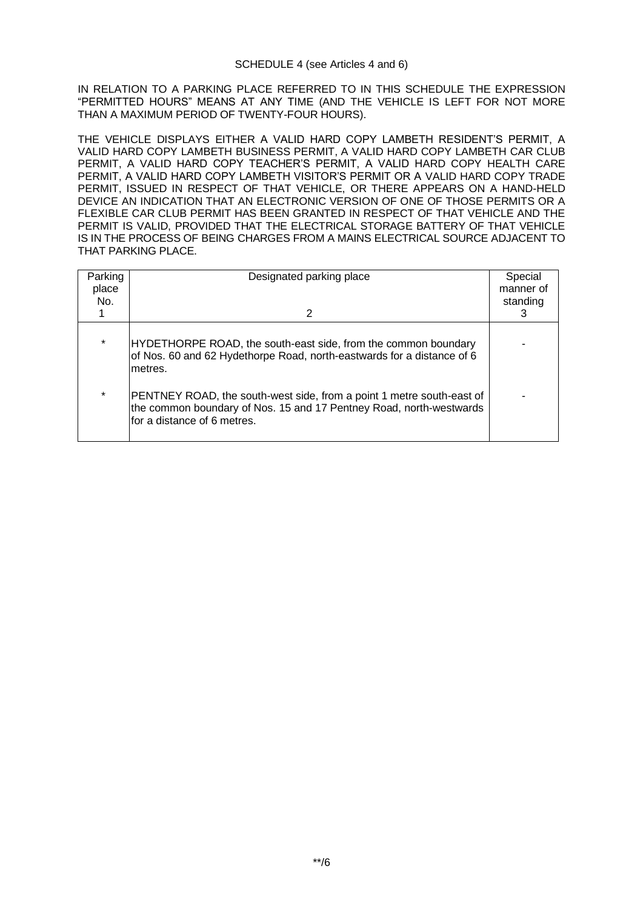SCHEDULE 4 (see Articles 4 and 6)

IN RELATION TO A PARKING PLACE REFERRED TO IN THIS SCHEDULE THE EXPRESSION "PERMITTED HOURS" MEANS AT ANY TIME (AND THE VEHICLE IS LEFT FOR NOT MORE THAN A MAXIMUM PERIOD OF TWENTY-FOUR HOURS).

THE VEHICLE DISPLAYS EITHER A VALID HARD COPY LAMBETH RESIDENT'S PERMIT, A VALID HARD COPY LAMBETH BUSINESS PERMIT, A VALID HARD COPY LAMBETH CAR CLUB PERMIT, A VALID HARD COPY TEACHER'S PERMIT, A VALID HARD COPY HEALTH CARE PERMIT, A VALID HARD COPY LAMBETH VISITOR'S PERMIT OR A VALID HARD COPY TRADE PERMIT, ISSUED IN RESPECT OF THAT VEHICLE, OR THERE APPEARS ON A HAND-HELD DEVICE AN INDICATION THAT AN ELECTRONIC VERSION OF ONE OF THOSE PERMITS OR A FLEXIBLE CAR CLUB PERMIT HAS BEEN GRANTED IN RESPECT OF THAT VEHICLE AND THE PERMIT IS VALID, PROVIDED THAT THE ELECTRICAL STORAGE BATTERY OF THAT VEHICLE IS IN THE PROCESS OF BEING CHARGES FROM A MAINS ELECTRICAL SOURCE ADJACENT TO THAT PARKING PLACE.

| Parking place No.<br>1 | Designated parking place<br>2 | Special manner of standing<br>3 |
|---|---|---|
| * | HYDETHORPE ROAD, the south-east side, from the common boundary of Nos. 60 and 62 Hydethorpe Road, north-eastwards for a distance of 6 metres. | - |
| * | PENTNEY ROAD, the south-west side, from a point 1 metre south-east of the common boundary of Nos. 15 and 17 Pentney Road, north-westwards for a distance of 6 metres. | - |